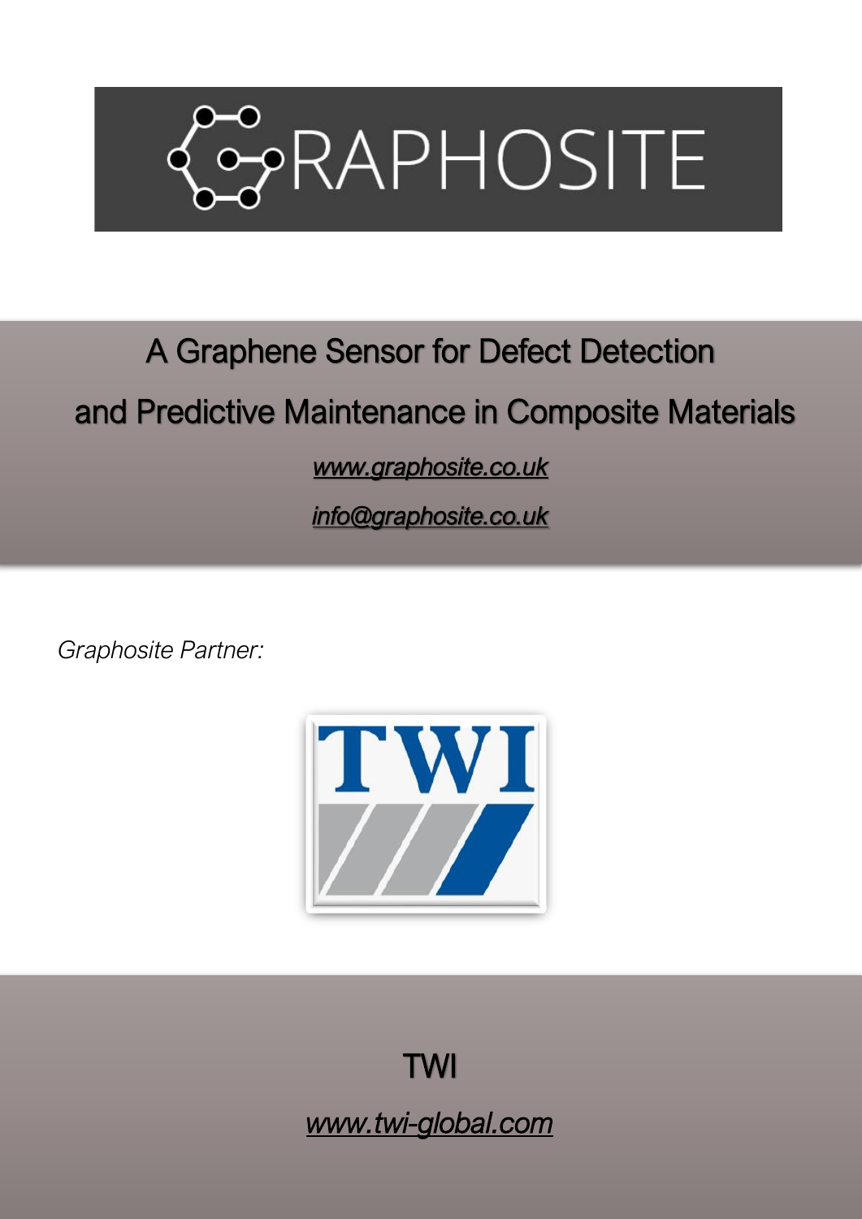# GRAPHOSITE

## A Graphene Sensor for Defect Detection and Predictive Maintenance in Composite Materials

*www.graphosite.co.uk*

*info@graphosite.co.uk*

*Graphosite Partner:*

TWI

TWI

*www.twi-global.com*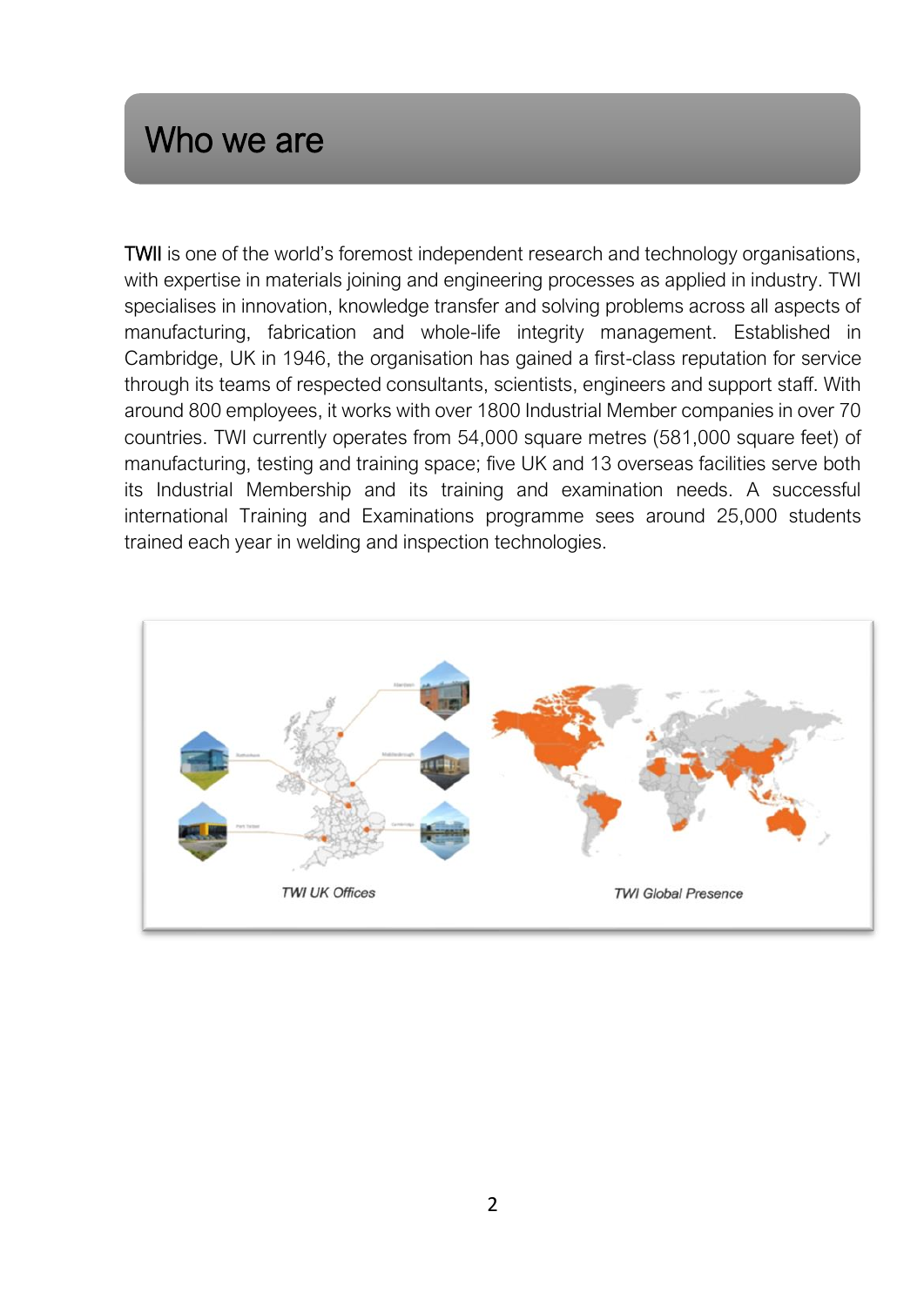# Who we are

TWII is one of the world's foremost independent research and technology organisations, with expertise in materials joining and engineering processes as applied in industry. TWI specialises in innovation, knowledge transfer and solving problems across all aspects of manufacturing, fabrication and whole-life integrity management. Established in Cambridge, UK in 1946, the organisation has gained a first-class reputation for service through its teams of respected consultants, scientists, engineers and support staff. With around 800 employees, it works with over 1800 Industrial Member companies in over 70 countries. TWI currently operates from 54,000 square metres (581,000 square feet) of manufacturing, testing and training space; five UK and 13 overseas facilities serve both its Industrial Membership and its training and examination needs. A successful international Training and Examinations programme sees around 25,000 students trained each year in welding and inspection technologies.

*TWI UK Offices*

*TWI Global Presence*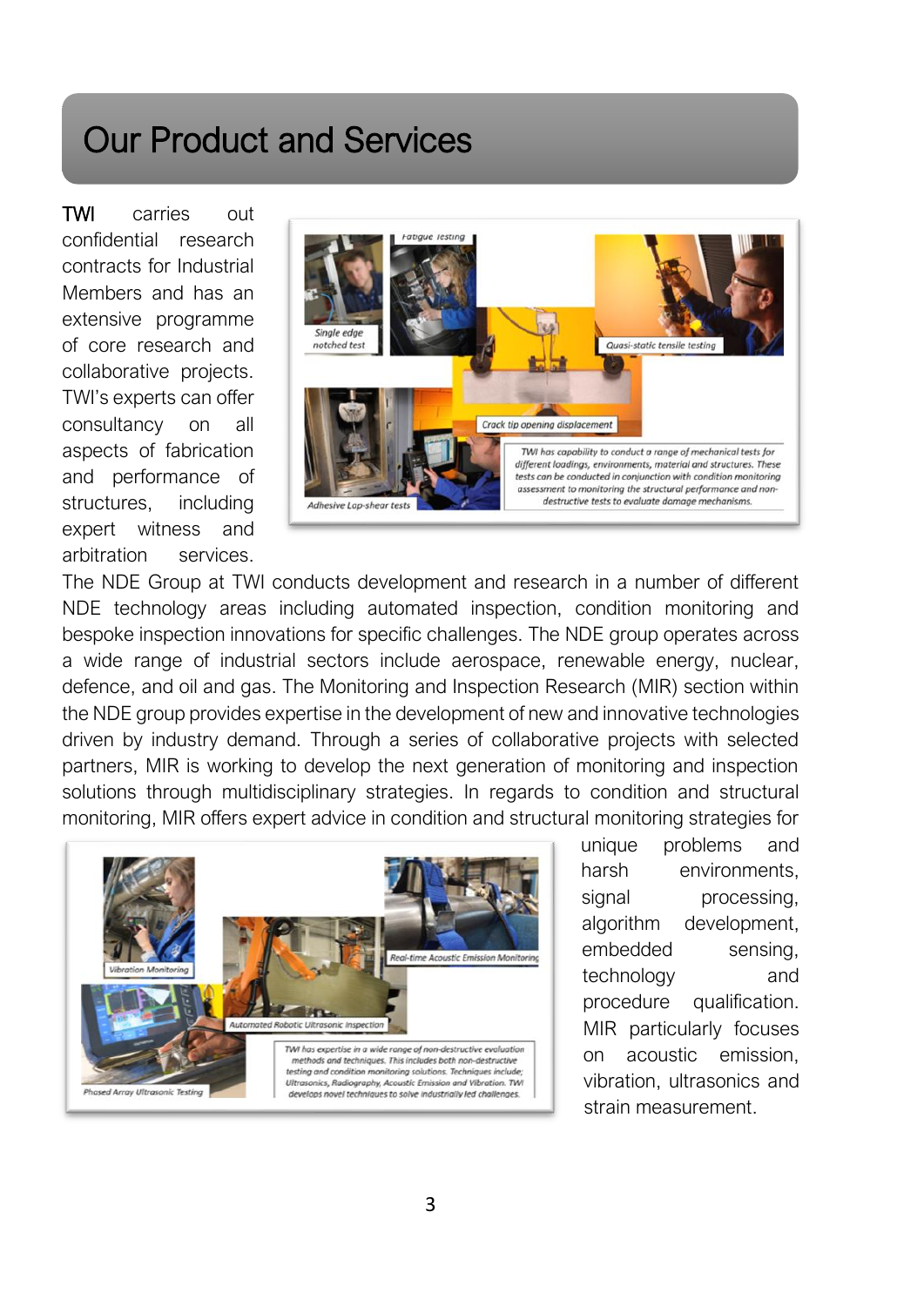# Our Product and Services

TWI carries out confidential research contracts for Industrial Members and has an extensive programme of core research and collaborative projects. TWI's experts can offer consultancy on all aspects of fabrication and performance of structures, including expert witness and arbitration services. The NDE Group at TWI conducts development and research in a number of different NDE technology areas including automated inspection, condition monitoring and bespoke inspection innovations for specific challenges. The NDE group operates across a wide range of industrial sectors include aerospace, renewable energy, nuclear, defence, and oil and gas. The Monitoring and Inspection Research (MIR) section within the NDE group provides expertise in the development of new and innovative technologies driven by industry demand. Through a series of collaborative projects with selected partners, MIR is working to develop the next generation of monitoring and inspection solutions through multidisciplinary strategies. In regards to condition and structural monitoring, MIR offers expert advice in condition and structural monitoring strategies for unique problems and harsh environments, signal processing, algorithm development, embedded sensing, technology and procedure qualification. MIR particularly focuses on acoustic emission, vibration, ultrasonics and strain measurement.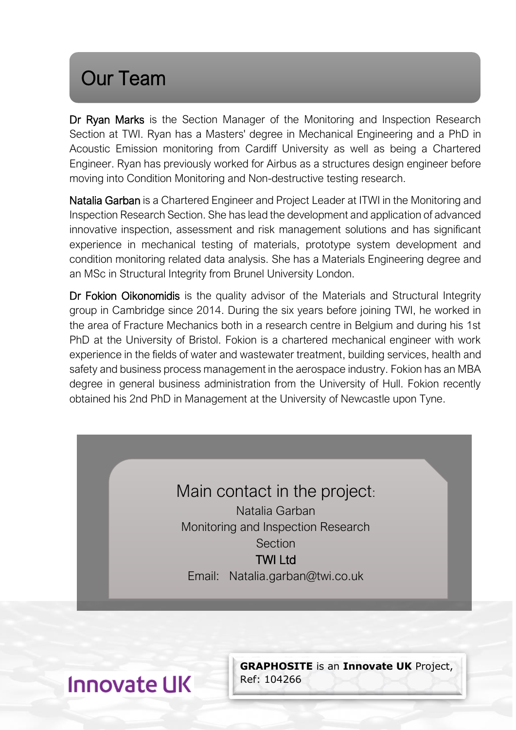# Our Team

**Dr Ryan Marks** is the Section Manager of the Monitoring and Inspection Research Section at TWI. Ryan has a Masters' degree in Mechanical Engineering and a PhD in Acoustic Emission monitoring from Cardiff University as well as being a Chartered Engineer. Ryan has previously worked for Airbus as a structures design engineer before moving into Condition Monitoring and Non-destructive testing research.

**Natalia Garban** is a Chartered Engineer and Project Leader at ITWI in the Monitoring and Inspection Research Section. She has lead the development and application of advanced innovative inspection, assessment and risk management solutions and has significant experience in mechanical testing of materials, prototype system development and condition monitoring related data analysis. She has a Materials Engineering degree and an MSc in Structural Integrity from Brunel University London.

**Dr Fokion Oikonomidis** is the quality advisor of the Materials and Structural Integrity group in Cambridge since 2014. During the six years before joining TWI, he worked in the area of Fracture Mechanics both in a research centre in Belgium and during his 1st PhD at the University of Bristol. Fokion is a chartered mechanical engineer with work experience in the fields of water and wastewater treatment, building services, health and safety and business process management in the aerospace industry. Fokion has an MBA degree in general business administration from the University of Hull. Fokion recently obtained his 2nd PhD in Management at the University of Newcastle upon Tyne.

Main contact in the project:

Natalia Garban
Monitoring and Inspection Research Section
**TWI Ltd**
Email: Natalia.garban@twi.co.uk

Innovate UK

**GRAPHOSITE** is an **Innovate UK** Project, Ref: 104266